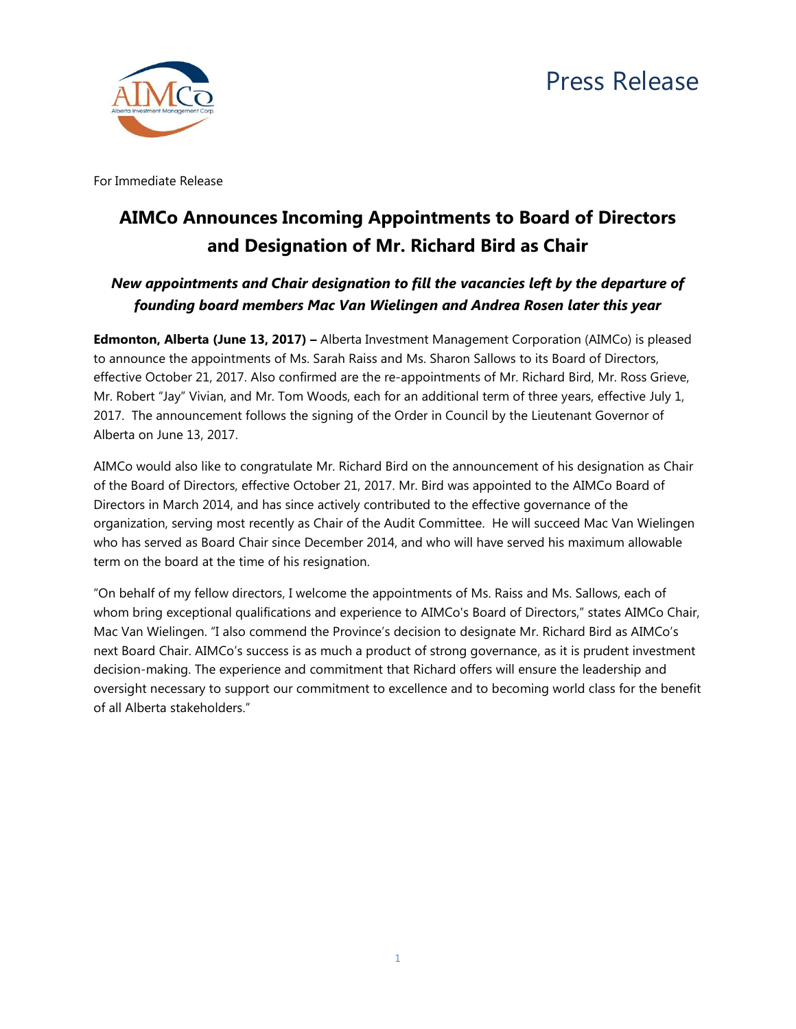Press Release

For Immediate Release

# AIMCo Announces Incoming Appointments to Board of Directors and Designation of Mr. Richard Bird as Chair

***New appointments and Chair designation to fill the vacancies left by the departure of founding board members Mac Van Wielingen and Andrea Rosen later this year***

**Edmonton, Alberta (June 13, 2017) –** Alberta Investment Management Corporation (AIMCo) is pleased to announce the appointments of Ms. Sarah Raiss and Ms. Sharon Sallows to its Board of Directors, effective October 21, 2017. Also confirmed are the re-appointments of Mr. Richard Bird, Mr. Ross Grieve, Mr. Robert "Jay" Vivian, and Mr. Tom Woods, each for an additional term of three years, effective July 1, 2017. The announcement follows the signing of the Order in Council by the Lieutenant Governor of Alberta on June 13, 2017.

AIMCo would also like to congratulate Mr. Richard Bird on the announcement of his designation as Chair of the Board of Directors, effective October 21, 2017. Mr. Bird was appointed to the AIMCo Board of Directors in March 2014, and has since actively contributed to the effective governance of the organization, serving most recently as Chair of the Audit Committee. He will succeed Mac Van Wielingen who has served as Board Chair since December 2014, and who will have served his maximum allowable term on the board at the time of his resignation.

"On behalf of my fellow directors, I welcome the appointments of Ms. Raiss and Ms. Sallows, each of whom bring exceptional qualifications and experience to AIMCo's Board of Directors," states AIMCo Chair, Mac Van Wielingen. "I also commend the Province's decision to designate Mr. Richard Bird as AIMCo's next Board Chair. AIMCo's success is as much a product of strong governance, as it is prudent investment decision-making. The experience and commitment that Richard offers will ensure the leadership and oversight necessary to support our commitment to excellence and to becoming world class for the benefit of all Alberta stakeholders."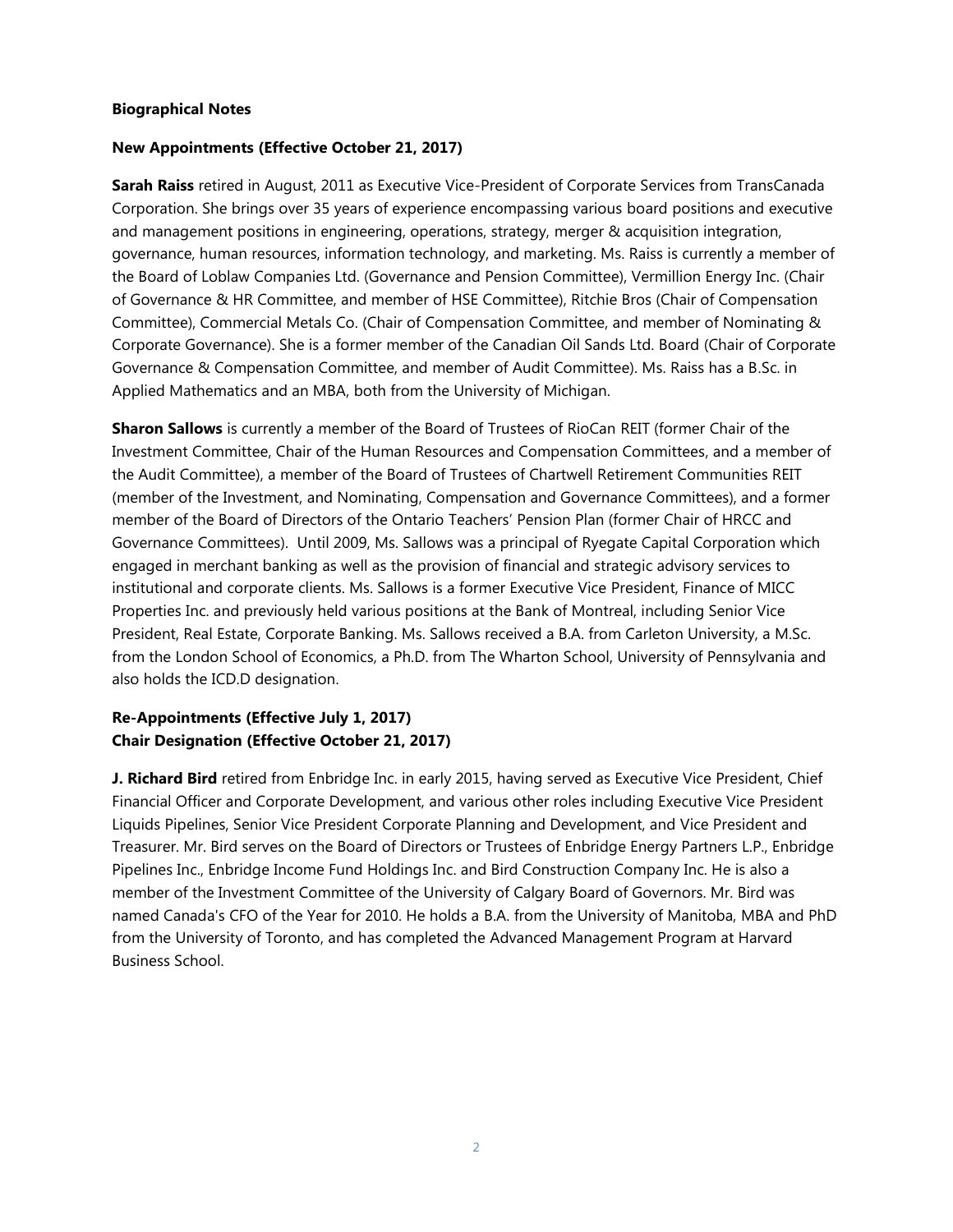**Biographical Notes**

**New Appointments (Effective October 21, 2017)**

**Sarah Raiss** retired in August, 2011 as Executive Vice-President of Corporate Services from TransCanada Corporation. She brings over 35 years of experience encompassing various board positions and executive and management positions in engineering, operations, strategy, merger & acquisition integration, governance, human resources, information technology, and marketing. Ms. Raiss is currently a member of the Board of Loblaw Companies Ltd. (Governance and Pension Committee), Vermillion Energy Inc. (Chair of Governance & HR Committee, and member of HSE Committee), Ritchie Bros (Chair of Compensation Committee), Commercial Metals Co. (Chair of Compensation Committee, and member of Nominating & Corporate Governance). She is a former member of the Canadian Oil Sands Ltd. Board (Chair of Corporate Governance & Compensation Committee, and member of Audit Committee). Ms. Raiss has a B.Sc. in Applied Mathematics and an MBA, both from the University of Michigan.

**Sharon Sallows** is currently a member of the Board of Trustees of RioCan REIT (former Chair of the Investment Committee, Chair of the Human Resources and Compensation Committees, and a member of the Audit Committee), a member of the Board of Trustees of Chartwell Retirement Communities REIT (member of the Investment, and Nominating, Compensation and Governance Committees), and a former member of the Board of Directors of the Ontario Teachers' Pension Plan (former Chair of HRCC and Governance Committees). Until 2009, Ms. Sallows was a principal of Ryegate Capital Corporation which engaged in merchant banking as well as the provision of financial and strategic advisory services to institutional and corporate clients. Ms. Sallows is a former Executive Vice President, Finance of MICC Properties Inc. and previously held various positions at the Bank of Montreal, including Senior Vice President, Real Estate, Corporate Banking. Ms. Sallows received a B.A. from Carleton University, a M.Sc. from the London School of Economics, a Ph.D. from The Wharton School, University of Pennsylvania and also holds the ICD.D designation.

**Re-Appointments (Effective July 1, 2017)**
**Chair Designation (Effective October 21, 2017)**

**J. Richard Bird** retired from Enbridge Inc. in early 2015, having served as Executive Vice President, Chief Financial Officer and Corporate Development, and various other roles including Executive Vice President Liquids Pipelines, Senior Vice President Corporate Planning and Development, and Vice President and Treasurer. Mr. Bird serves on the Board of Directors or Trustees of Enbridge Energy Partners L.P., Enbridge Pipelines Inc., Enbridge Income Fund Holdings Inc. and Bird Construction Company Inc. He is also a member of the Investment Committee of the University of Calgary Board of Governors. Mr. Bird was named Canada's CFO of the Year for 2010. He holds a B.A. from the University of Manitoba, MBA and PhD from the University of Toronto, and has completed the Advanced Management Program at Harvard Business School.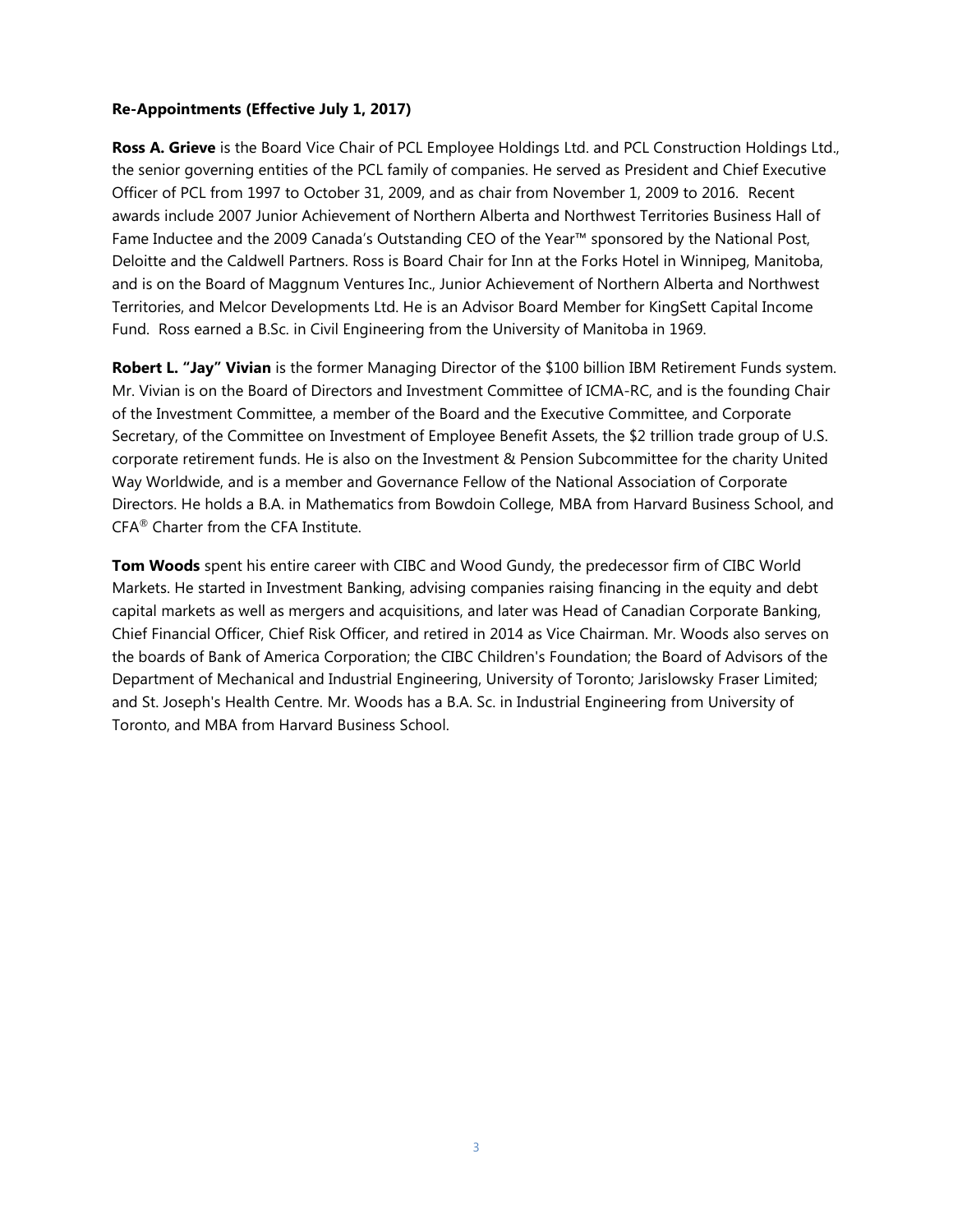**Re-Appointments (Effective July 1, 2017)**

**Ross A. Grieve** is the Board Vice Chair of PCL Employee Holdings Ltd. and PCL Construction Holdings Ltd., the senior governing entities of the PCL family of companies. He served as President and Chief Executive Officer of PCL from 1997 to October 31, 2009, and as chair from November 1, 2009 to 2016. Recent awards include 2007 Junior Achievement of Northern Alberta and Northwest Territories Business Hall of Fame Inductee and the 2009 Canada's Outstanding CEO of the Year™ sponsored by the National Post, Deloitte and the Caldwell Partners. Ross is Board Chair for Inn at the Forks Hotel in Winnipeg, Manitoba, and is on the Board of Maggnum Ventures Inc., Junior Achievement of Northern Alberta and Northwest Territories, and Melcor Developments Ltd. He is an Advisor Board Member for KingSett Capital Income Fund. Ross earned a B.Sc. in Civil Engineering from the University of Manitoba in 1969.

**Robert L. "Jay" Vivian** is the former Managing Director of the $100 billion IBM Retirement Funds system. Mr. Vivian is on the Board of Directors and Investment Committee of ICMA-RC, and is the founding Chair of the Investment Committee, a member of the Board and the Executive Committee, and Corporate Secretary, of the Committee on Investment of Employee Benefit Assets, the $2 trillion trade group of U.S. corporate retirement funds. He is also on the Investment & Pension Subcommittee for the charity United Way Worldwide, and is a member and Governance Fellow of the National Association of Corporate Directors. He holds a B.A. in Mathematics from Bowdoin College, MBA from Harvard Business School, and CFA® Charter from the CFA Institute.

**Tom Woods** spent his entire career with CIBC and Wood Gundy, the predecessor firm of CIBC World Markets. He started in Investment Banking, advising companies raising financing in the equity and debt capital markets as well as mergers and acquisitions, and later was Head of Canadian Corporate Banking, Chief Financial Officer, Chief Risk Officer, and retired in 2014 as Vice Chairman. Mr. Woods also serves on the boards of Bank of America Corporation; the CIBC Children's Foundation; the Board of Advisors of the Department of Mechanical and Industrial Engineering, University of Toronto; Jarislowsky Fraser Limited; and St. Joseph's Health Centre. Mr. Woods has a B.A. Sc. in Industrial Engineering from University of Toronto, and MBA from Harvard Business School.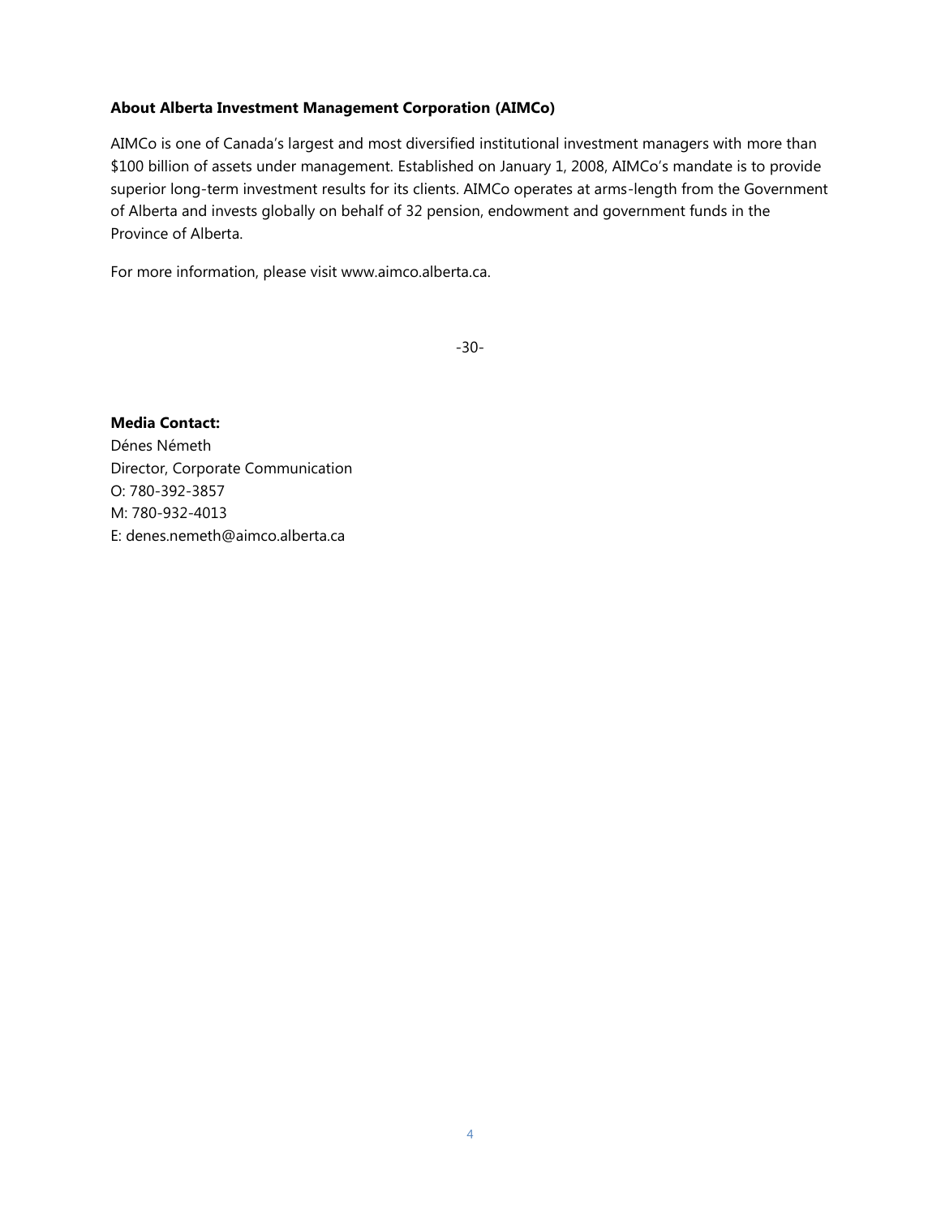**About Alberta Investment Management Corporation (AIMCo)**

AIMCo is one of Canada's largest and most diversified institutional investment managers with more than $100 billion of assets under management. Established on January 1, 2008, AIMCo's mandate is to provide superior long-term investment results for its clients. AIMCo operates at arms-length from the Government of Alberta and invests globally on behalf of 32 pension, endowment and government funds in the Province of Alberta.

For more information, please visit www.aimco.alberta.ca.

-30-

**Media Contact:**
Dénes Németh
Director, Corporate Communication
O: 780-392-3857
M: 780-932-4013
E: denes.nemeth@aimco.alberta.ca